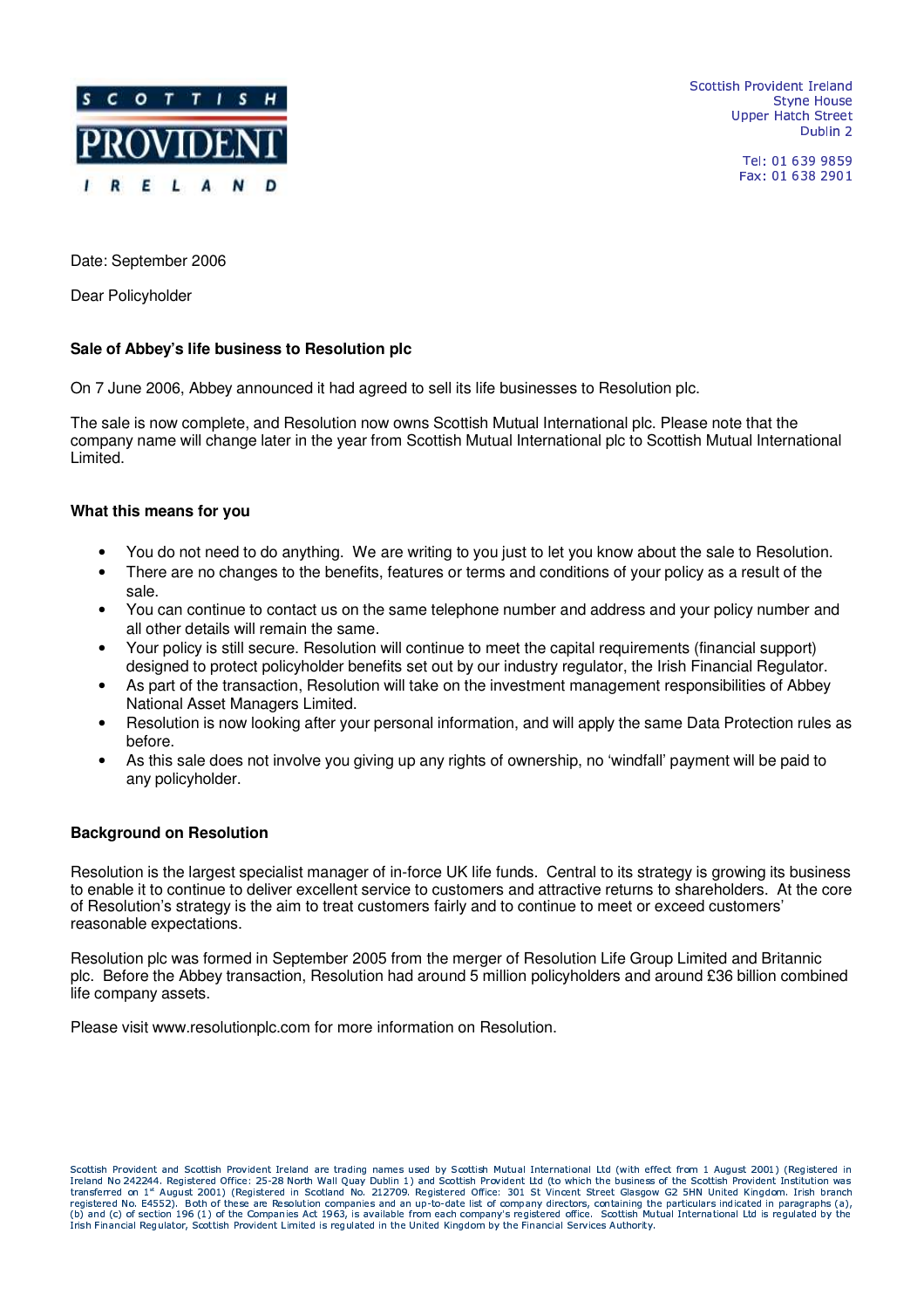SCOTTISH PROVIDENT IRELAND

Scottish Provident Ireland
Styne House
Upper Hatch Street
Dublin 2

Tel: 01 639 9859
Fax: 01 638 2901

Date: September 2006

Dear Policyholder

**Sale of Abbey's life business to Resolution plc**

On 7 June 2006, Abbey announced it had agreed to sell its life businesses to Resolution plc.

The sale is now complete, and Resolution now owns Scottish Mutual International plc. Please note that the company name will change later in the year from Scottish Mutual International plc to Scottish Mutual International Limited.

**What this means for you**

- You do not need to do anything. We are writing to you just to let you know about the sale to Resolution.
- There are no changes to the benefits, features or terms and conditions of your policy as a result of the sale.
- You can continue to contact us on the same telephone number and address and your policy number and all other details will remain the same.
- Your policy is still secure. Resolution will continue to meet the capital requirements (financial support) designed to protect policyholder benefits set out by our industry regulator, the Irish Financial Regulator.
- As part of the transaction, Resolution will take on the investment management responsibilities of Abbey National Asset Managers Limited.
- Resolution is now looking after your personal information, and will apply the same Data Protection rules as before.
- As this sale does not involve you giving up any rights of ownership, no 'windfall' payment will be paid to any policyholder.

**Background on Resolution**

Resolution is the largest specialist manager of in-force UK life funds. Central to its strategy is growing its business to enable it to continue to deliver excellent service to customers and attractive returns to shareholders. At the core of Resolution's strategy is the aim to treat customers fairly and to continue to meet or exceed customers' reasonable expectations.

Resolution plc was formed in September 2005 from the merger of Resolution Life Group Limited and Britannic plc. Before the Abbey transaction, Resolution had around 5 million policyholders and around £36 billion combined life company assets.

Please visit www.resolutionplc.com for more information on Resolution.

Scottish Provident and Scottish Provident Ireland are trading names used by Scottish Mutual International Ltd (with effect from 1 August 2001) (Registered in Ireland No 242244. Registered Office: 25-28 North Wall Quay Dublin 1) and Scottish Provident Ltd (to which the business of the Scottish Provident Institution was transferred on 1st August 2001) (Registered in Scotland No. 212709. Registered Office: 301 St Vincent Street Glasgow G2 5HN United Kingdom. Irish branch registered No. E4552). Both of these are Resolution companies and an up-to-date list of company directors, containing the particulars indicated in paragraphs (a), (b) and (c) of section 196 (1) of the Companies Act 1963, is available from each company's registered office. Scottish Mutual International Ltd is regulated by the Irish Financial Regulator, Scottish Provident Limited is regulated in the United Kingdom by the Financial Services Authority.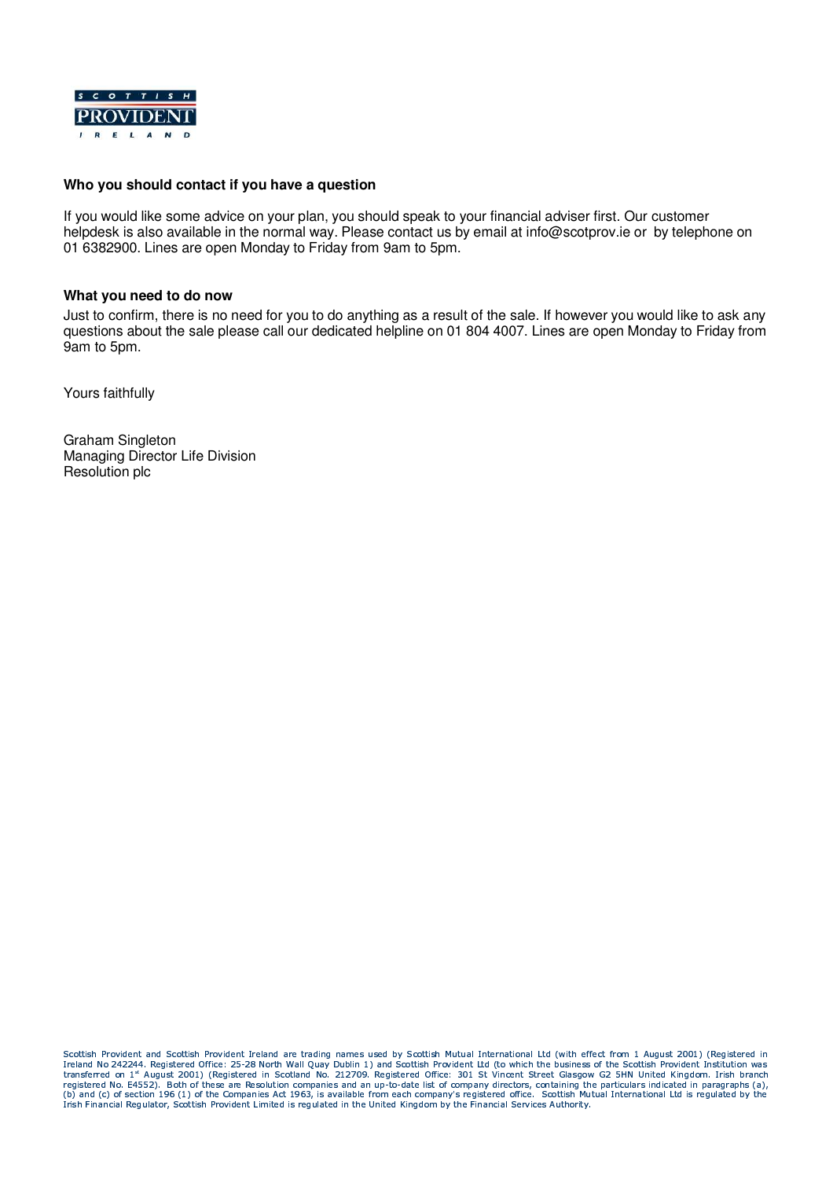SCOTTISH PROVIDENT IRELAND

### Who you should contact if you have a question

If you would like some advice on your plan, you should speak to your financial adviser first. Our customer helpdesk is also available in the normal way. Please contact us by email at info@scotprov.ie or by telephone on 01 6382900. Lines are open Monday to Friday from 9am to 5pm.

### What you need to do now

Just to confirm, there is no need for you to do anything as a result of the sale. If however you would like to ask any questions about the sale please call our dedicated helpline on 01 804 4007. Lines are open Monday to Friday from 9am to 5pm.

Yours faithfully

Graham Singleton
Managing Director Life Division
Resolution plc

Scottish Provident and Scottish Provident Ireland are trading names used by Scottish Mutual International Ltd (with effect from 1 August 2001) (Registered in Ireland No 242244. Registered Office: 25-28 North Wall Quay Dublin 1) and Scottish Provident Ltd (to which the business of the Scottish Provident Institution was transferred on 1st August 2001) (Registered in Scotland No. 212709. Registered Office: 301 St Vincent Street Glasgow G2 5HN United Kingdom. Irish branch registered No. E4552). Both of these are Resolution companies and an up-to-date list of company directors, containing the particulars indicated in paragraphs (a), (b) and (c) of section 196 (1) of the Companies Act 1963, is available from each company's registered office. Scottish Mutual International Ltd is regulated by the Irish Financial Regulator, Scottish Provident Limited is regulated in the United Kingdom by the Financial Services Authority.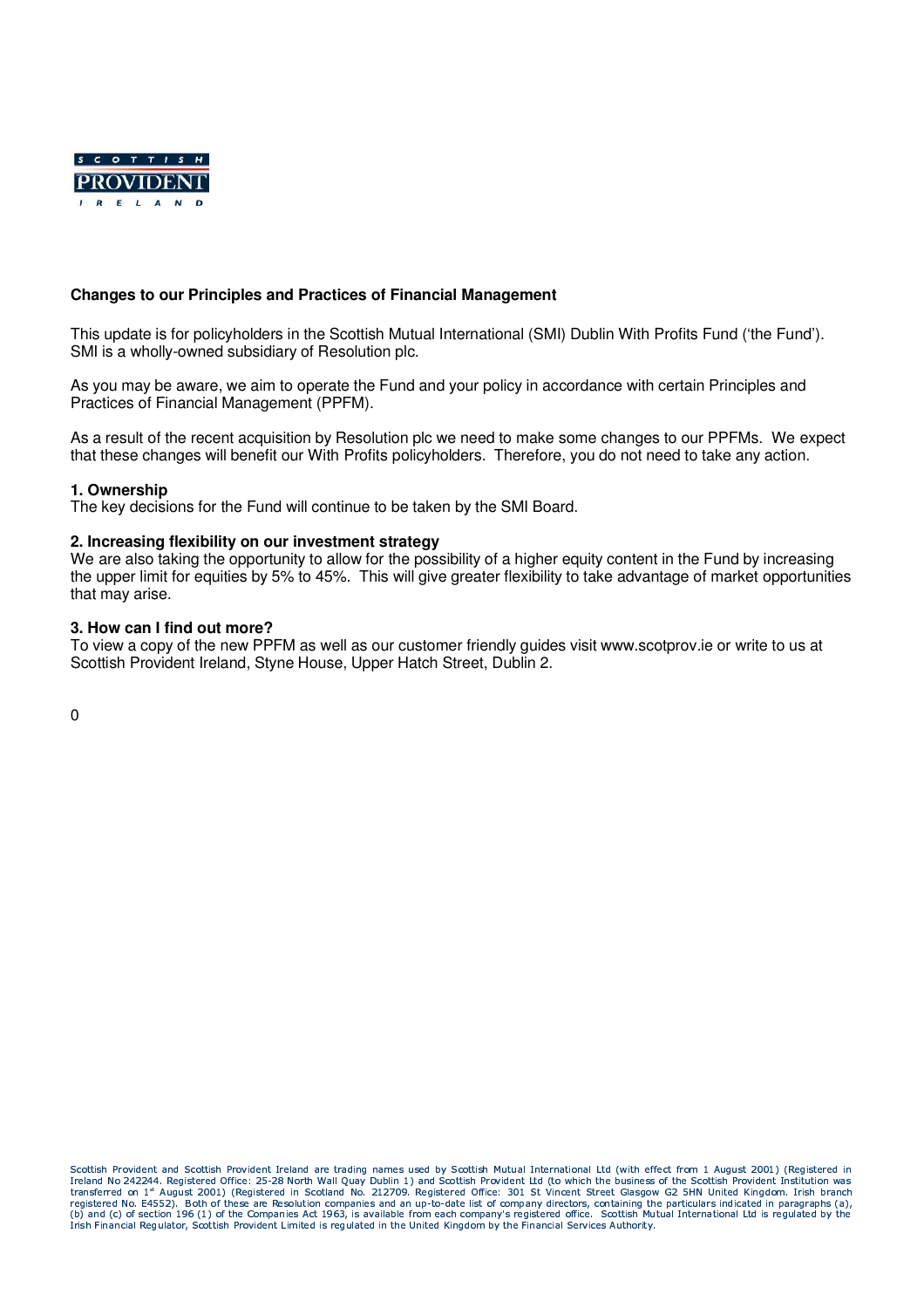SCOTTISH PROVIDENT IRELAND

**Changes to our Principles and Practices of Financial Management**

This update is for policyholders in the Scottish Mutual International (SMI) Dublin With Profits Fund ('the Fund'). SMI is a wholly-owned subsidiary of Resolution plc.

As you may be aware, we aim to operate the Fund and your policy in accordance with certain Principles and Practices of Financial Management (PPFM).

As a result of the recent acquisition by Resolution plc we need to make some changes to our PPFMs. We expect that these changes will benefit our With Profits policyholders. Therefore, you do not need to take any action.

**1. Ownership**
The key decisions for the Fund will continue to be taken by the SMI Board.

**2. Increasing flexibility on our investment strategy**
We are also taking the opportunity to allow for the possibility of a higher equity content in the Fund by increasing the upper limit for equities by 5% to 45%. This will give greater flexibility to take advantage of market opportunities that may arise.

**3. How can I find out more?**
To view a copy of the new PPFM as well as our customer friendly guides visit www.scotprov.ie or write to us at Scottish Provident Ireland, Styne House, Upper Hatch Street, Dublin 2.

0

Scottish Provident and Scottish Provident Ireland are trading names used by Scottish Mutual International Ltd (with effect from 1 August 2001) (Registered in Ireland No 242244. Registered Office: 25-28 North Wall Quay Dublin 1) and Scottish Provident Ltd (to which the business of the Scottish Provident Institution was transferred on 1st August 2001) (Registered in Scotland No. 212709. Registered Office: 301 St Vincent Street Glasgow G2 5HN United Kingdom. Irish branch registered No. E4552). Both of these are Resolution companies and an up-to-date list of company directors, containing the particulars indicated in paragraphs (a), (b) and (c) of section 196 (1) of the Companies Act 1963, is available from each company's registered office. Scottish Mutual International Ltd is regulated by the Irish Financial Regulator, Scottish Provident Limited is regulated in the United Kingdom by the Financial Services Authority.